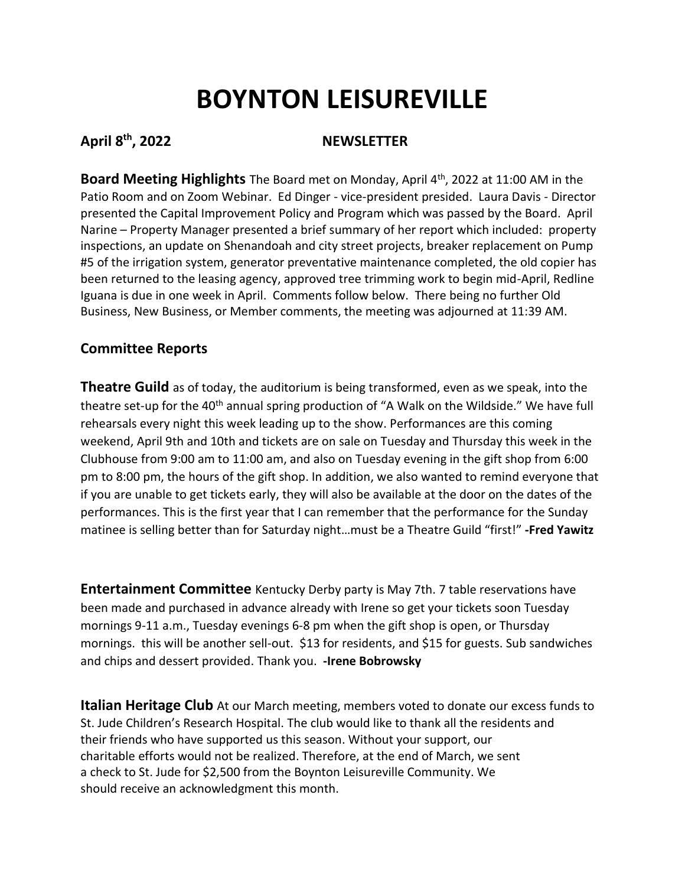# BOYNTON LEISUREVILLE

**April 8th, 2022 NEWSLETTER**

**Board Meeting Highlights** The Board met on Monday, April 4th, 2022 at 11:00 AM in the Patio Room and on Zoom Webinar. Ed Dinger - vice-president presided. Laura Davis - Director presented the Capital Improvement Policy and Program which was passed by the Board. April Narine – Property Manager presented a brief summary of her report which included: property inspections, an update on Shenandoah and city street projects, breaker replacement on Pump #5 of the irrigation system, generator preventative maintenance completed, the old copier has been returned to the leasing agency, approved tree trimming work to begin mid-April, Redline Iguana is due in one week in April. Comments follow below. There being no further Old Business, New Business, or Member comments, the meeting was adjourned at 11:39 AM.

## Committee Reports

**Theatre Guild** as of today, the auditorium is being transformed, even as we speak, into the theatre set-up for the 40th annual spring production of "A Walk on the Wildside." We have full rehearsals every night this week leading up to the show. Performances are this coming weekend, April 9th and 10th and tickets are on sale on Tuesday and Thursday this week in the Clubhouse from 9:00 am to 11:00 am, and also on Tuesday evening in the gift shop from 6:00 pm to 8:00 pm, the hours of the gift shop. In addition, we also wanted to remind everyone that if you are unable to get tickets early, they will also be available at the door on the dates of the performances. This is the first year that I can remember that the performance for the Sunday matinee is selling better than for Saturday night…must be a Theatre Guild "first!" **-Fred Yawitz**

**Entertainment Committee** Kentucky Derby party is May 7th. 7 table reservations have been made and purchased in advance already with Irene so get your tickets soon Tuesday mornings 9-11 a.m., Tuesday evenings 6-8 pm when the gift shop is open, or Thursday mornings. this will be another sell-out. $13 for residents, and $15 for guests. Sub sandwiches and chips and dessert provided. Thank you. **-Irene Bobrowsky**

**Italian Heritage Club** At our March meeting, members voted to donate our excess funds to St. Jude Children's Research Hospital. The club would like to thank all the residents and their friends who have supported us this season. Without your support, our charitable efforts would not be realized. Therefore, at the end of March, we sent a check to St. Jude for $2,500 from the Boynton Leisureville Community. We should receive an acknowledgment this month.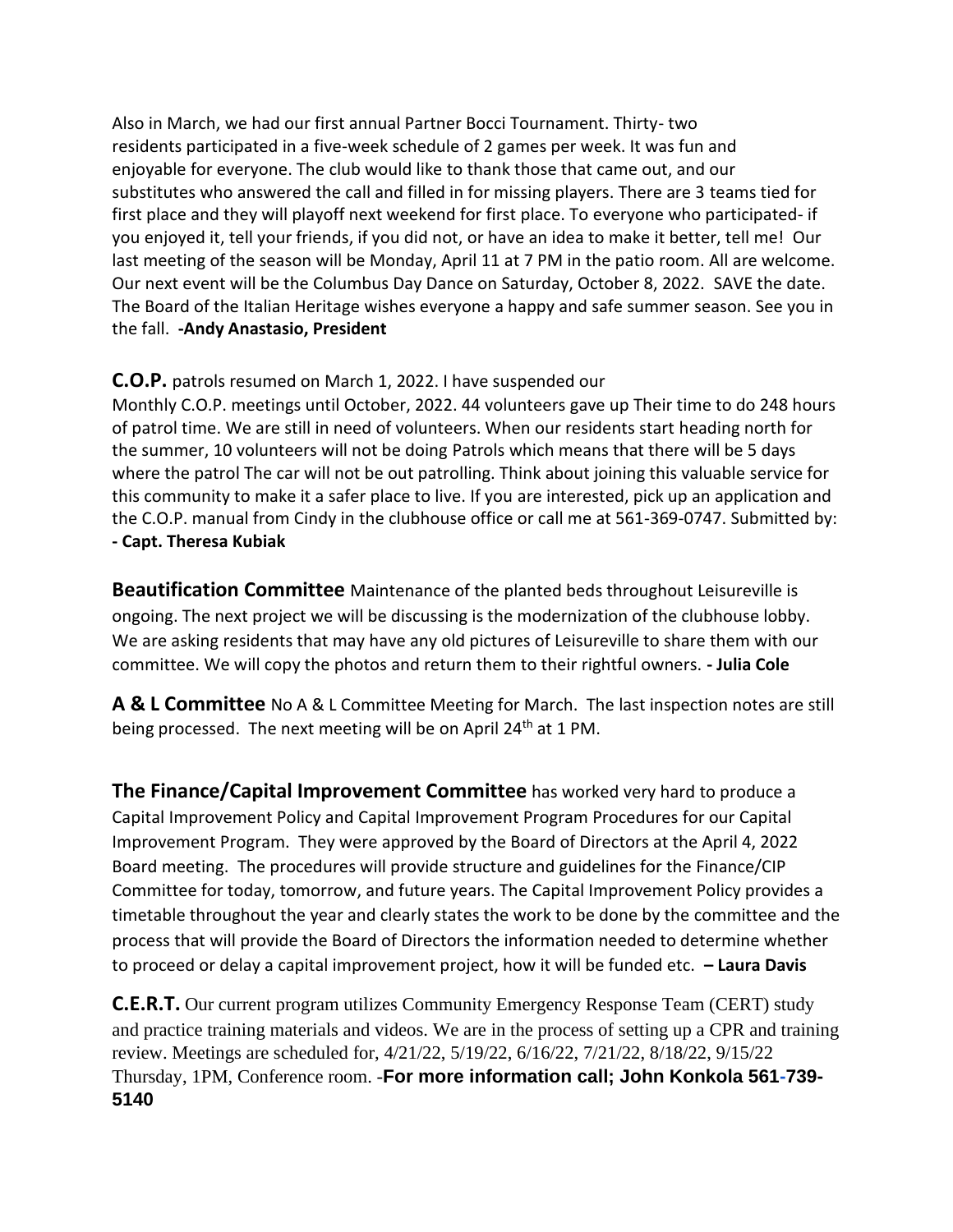Also in March, we had our first annual Partner Bocci Tournament. Thirty- two residents participated in a five-week schedule of 2 games per week. It was fun and enjoyable for everyone. The club would like to thank those that came out, and our substitutes who answered the call and filled in for missing players. There are 3 teams tied for first place and they will playoff next weekend for first place. To everyone who participated- if you enjoyed it, tell your friends, if you did not, or have an idea to make it better, tell me! Our last meeting of the season will be Monday, April 11 at 7 PM in the patio room. All are welcome. Our next event will be the Columbus Day Dance on Saturday, October 8, 2022. SAVE the date. The Board of the Italian Heritage wishes everyone a happy and safe summer season. See you in the fall. **-Andy Anastasio, President**

**C.O.P.** patrols resumed on March 1, 2022. I have suspended our Monthly C.O.P. meetings until October, 2022. 44 volunteers gave up Their time to do 248 hours of patrol time. We are still in need of volunteers. When our residents start heading north for the summer, 10 volunteers will not be doing Patrols which means that there will be 5 days where the patrol The car will not be out patrolling. Think about joining this valuable service for this community to make it a safer place to live. If you are interested, pick up an application and the C.O.P. manual from Cindy in the clubhouse office or call me at 561-369-0747. Submitted by: **- Capt. Theresa Kubiak**

**Beautification Committee** Maintenance of the planted beds throughout Leisureville is ongoing. The next project we will be discussing is the modernization of the clubhouse lobby. We are asking residents that may have any old pictures of Leisureville to share them with our committee. We will copy the photos and return them to their rightful owners. **- Julia Cole**

**A & L Committee** No A & L Committee Meeting for March. The last inspection notes are still being processed. The next meeting will be on April 24th at 1 PM.

**The Finance/Capital Improvement Committee** has worked very hard to produce a Capital Improvement Policy and Capital Improvement Program Procedures for our Capital Improvement Program. They were approved by the Board of Directors at the April 4, 2022 Board meeting. The procedures will provide structure and guidelines for the Finance/CIP Committee for today, tomorrow, and future years. The Capital Improvement Policy provides a timetable throughout the year and clearly states the work to be done by the committee and the process that will provide the Board of Directors the information needed to determine whether to proceed or delay a capital improvement project, how it will be funded etc. **– Laura Davis**

**C.E.R.T.** Our current program utilizes Community Emergency Response Team (CERT) study and practice training materials and videos. We are in the process of setting up a CPR and training review. Meetings are scheduled for, 4/21/22, 5/19/22, 6/16/22, 7/21/22, 8/18/22, 9/15/22 Thursday, 1PM, Conference room. -**For more information call; John Konkola 561-739-5140**